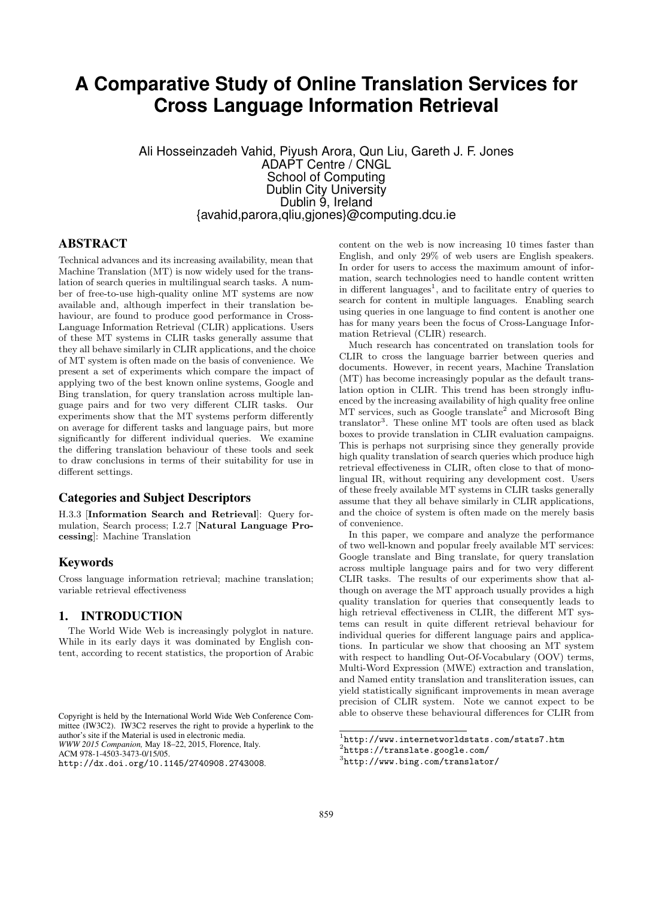# A Comparative Study of Online Translation Services for Cross Language Information Retrieval

Ali Hosseinzadeh Vahid, Piyush Arora, Qun Liu, Gareth J. F. Jones
ADAPT Centre / CNGL
School of Computing
Dublin City University
Dublin 9, Ireland
{avahid,parora,qliu,gjones}@computing.dcu.ie

## ABSTRACT

Technical advances and its increasing availability, mean that Machine Translation (MT) is now widely used for the translation of search queries in multilingual search tasks. A number of free-to-use high-quality online MT systems are now available and, although imperfect in their translation behaviour, are found to produce good performance in Cross-Language Information Retrieval (CLIR) applications. Users of these MT systems in CLIR tasks generally assume that they all behave similarly in CLIR applications, and the choice of MT system is often made on the basis of convenience. We present a set of experiments which compare the impact of applying two of the best known online systems, Google and Bing translation, for query translation across multiple language pairs and for two very different CLIR tasks. Our experiments show that the MT systems perform differently on average for different tasks and language pairs, but more significantly for different individual queries. We examine the differing translation behaviour of these tools and seek to draw conclusions in terms of their suitability for use in different settings.

### Categories and Subject Descriptors

H.3.3 [**Information Search and Retrieval**]: Query formulation, Search process; I.2.7 [**Natural Language Processing**]: Machine Translation

### Keywords

Cross language information retrieval; machine translation; variable retrieval effectiveness

## 1. INTRODUCTION

The World Wide Web is increasingly polyglot in nature. While in its early days it was dominated by English content, according to recent statistics, the proportion of Arabic content on the web is now increasing 10 times faster than English, and only 29% of web users are English speakers. In order for users to access the maximum amount of information, search technologies need to handle content written in different languages[1], and to facilitate entry of queries to search for content in multiple languages. Enabling search using queries in one language to find content is another one has for many years been the focus of Cross-Language Information Retrieval (CLIR) research.

Much research has concentrated on translation tools for CLIR to cross the language barrier between queries and documents. However, in recent years, Machine Translation (MT) has become increasingly popular as the default translation option in CLIR. This trend has been strongly influenced by the increasing availability of high quality free online MT services, such as Google translate[2] and Microsoft Bing translator[3]. These online MT tools are often used as black boxes to provide translation in CLIR evaluation campaigns. This is perhaps not surprising since they generally provide high quality translation of search queries which produce high retrieval effectiveness in CLIR, often close to that of monolingual IR, without requiring any development cost. Users of these freely available MT systems in CLIR tasks generally assume that they all behave similarly in CLIR applications, and the choice of system is often made on the merely basis of convenience.

In this paper, we compare and analyze the performance of two well-known and popular freely available MT services: Google translate and Bing translate, for query translation across multiple language pairs and for two very different CLIR tasks. The results of our experiments show that although on average the MT approach usually provides a high quality translation for queries that consequently leads to high retrieval effectiveness in CLIR, the different MT systems can result in quite different retrieval behaviour for individual queries for different language pairs and applications. In particular we show that choosing an MT system with respect to handling Out-Of-Vocabulary (OOV) terms, Multi-Word Expression (MWE) extraction and translation, and Named entity translation and transliteration issues, can yield statistically significant improvements in mean average precision of CLIR system. Note we cannot expect to be able to observe these behavioural differences for CLIR from

Copyright is held by the International World Wide Web Conference Committee (IW3C2). IW3C2 reserves the right to provide a hyperlink to the author's site if the Material is used in electronic media.
*WWW 2015 Companion*, May 18–22, 2015, Florence, Italy.
ACM 978-1-4503-3473-0/15/05.
http://dx.doi.org/10.1145/2740908.2743008.

[1] http://www.internetworldstats.com/stats7.htm
[2] https://translate.google.com/
[3] http://www.bing.com/translator/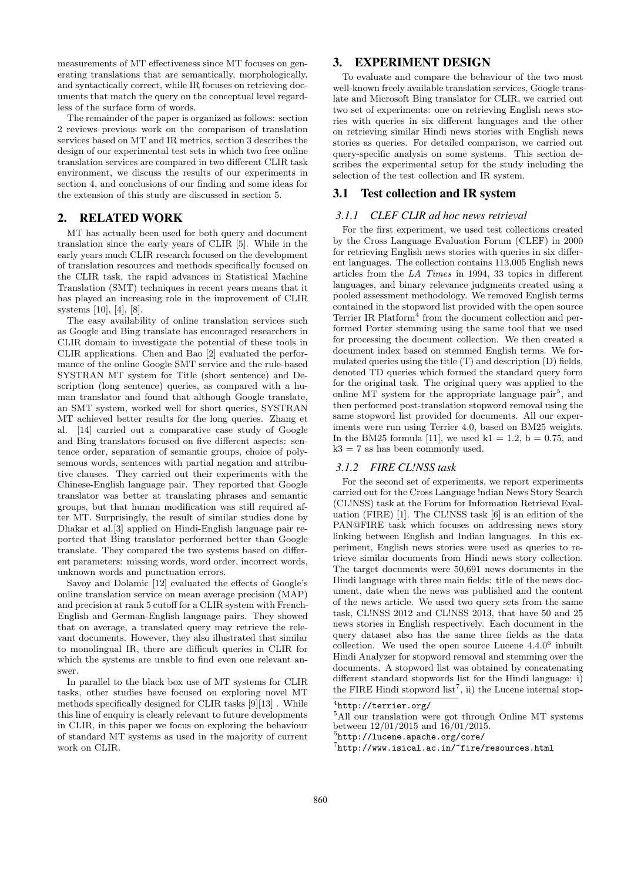measurements of MT effectiveness since MT focuses on generating translations that are semantically, morphologically, and syntactically correct, while IR focuses on retrieving documents that match the query on the conceptual level regardless of the surface form of words.

The remainder of the paper is organized as follows: section 2 reviews previous work on the comparison of translation services based on MT and IR metrics, section 3 describes the design of our experimental test sets in which two free online translation services are compared in two different CLIR task environment, we discuss the results of our experiments in section 4, and conclusions of our finding and some ideas for the extension of this study are discussed in section 5.

## 2. RELATED WORK

MT has actually been used for both query and document translation since the early years of CLIR [5]. While in the early years much CLIR research focused on the development of translation resources and methods specifically focused on the CLIR task, the rapid advances in Statistical Machine Translation (SMT) techniques in recent years means that it has played an increasing role in the improvement of CLIR systems [10], [4], [8].

The easy availability of online translation services such as Google and Bing translate has encouraged researchers in CLIR domain to investigate the potential of these tools in CLIR applications. Chen and Bao [2] evaluated the performance of the online Google SMT service and the rule-based SYSTRAN MT system for Title (short sentence) and Description (long sentence) queries, as compared with a human translator and found that although Google translate, an SMT system, worked well for short queries, SYSTRAN MT achieved better results for the long queries. Zhang et al. [14] carried out a comparative case study of Google and Bing translators focused on five different aspects: sentence order, separation of semantic groups, choice of polysemous words, sentences with partial negation and attributive clauses. They carried out their experiments with the Chinese-English language pair. They reported that Google translator was better at translating phrases and semantic groups, but that human modification was still required after MT. Surprisingly, the result of similar studies done by Dhakar et al.[3] applied on Hindi-English language pair reported that Bing translator performed better than Google translate. They compared the two systems based on different parameters: missing words, word order, incorrect words, unknown words and punctuation errors.

Savoy and Dolamic [12] evaluated the effects of Google's online translation service on mean average precision (MAP) and precision at rank 5 cutoff for a CLIR system with French-English and German-English language pairs. They showed that on average, a translated query may retrieve the relevant documents. However, they also illustrated that similar to monolingual IR, there are difficult queries in CLIR for which the systems are unable to find even one relevant answer.

In parallel to the black box use of MT systems for CLIR tasks, other studies have focused on exploring novel MT methods specifically designed for CLIR tasks [9][13] . While this line of enquiry is clearly relevant to future developments in CLIR, in this paper we focus on exploring the behaviour of standard MT systems as used in the majority of current work on CLIR.

## 3. EXPERIMENT DESIGN

To evaluate and compare the behaviour of the two most well-known freely available translation services, Google translate and Microsoft Bing translator for CLIR, we carried out two set of experiments: one on retrieving English news stories with queries in six different languages and the other on retrieving similar Hindi news stories with English news stories as queries. For detailed comparison, we carried out query-specific analysis on some systems. This section describes the experimental setup for the study including the selection of the test collection and IR system.

### 3.1 Test collection and IR system

#### 3.1.1 CLEF CLIR ad hoc news retrieval

For the first experiment, we used test collections created by the Cross Language Evaluation Forum (CLEF) in 2000 for retrieving English news stories with queries in six different languages. The collection contains 113,005 English news articles from the *LA Times* in 1994, 33 topics in different languages, and binary relevance judgments created using a pooled assessment methodology. We removed English terms contained in the stopword list provided with the open source Terrier IR Platform[4] from the document collection and performed Porter stemming using the same tool that we used for processing the document collection. We then created a document index based on stemmed English terms. We formulated queries using the title (T) and description (D) fields, denoted TD queries which formed the standard query form for the original task. The original query was applied to the online MT system for the appropriate language pair[5], and then performed post-translation stopword removal using the same stopword list provided for documents. All our experiments were run using Terrier 4.0, based on BM25 weights. In the BM25 formula [11], we used $k1 = 1.2$, $b = 0.75$, and $k3 = 7$ as has been commonly used.

#### 3.1.2 FIRE CL!NSS task

For the second set of experiments, we report experiments carried out for the Cross Language !ndian News Story Search (CL!NSS) task at the Forum for Information Retrieval Evaluation (FIRE) [1]. The CL!NSS task [6] is an edition of the PAN@FIRE task which focuses on addressing news story linking between English and Indian languages. In this experiment, English news stories were used as queries to retrieve similar documents from Hindi news story collection. The target documents were 50,691 news documents in the Hindi language with three main fields: title of the news document, date when the news was published and the content of the news article. We used two query sets from the same task, CL!NSS 2012 and CL!NSS 2013, that have 50 and 25 news stories in English respectively. Each document in the query dataset also has the same three fields as the data collection. We used the open source Lucene 4.4.0[6] inbuilt Hindi Analyzer for stopword removal and stemming over the documents. A stopword list was obtained by concatenating different standard stopwords list for the Hindi language: i) the FIRE Hindi stopword list[7], ii) the Lucene internal stop-

[4]http://terrier.org/

[5]All our translation were got through Online MT systems between 12/01/2015 and 16/01/2015.

[6]http://lucene.apache.org/core/

[7]http://www.isical.ac.in/~fire/resources.html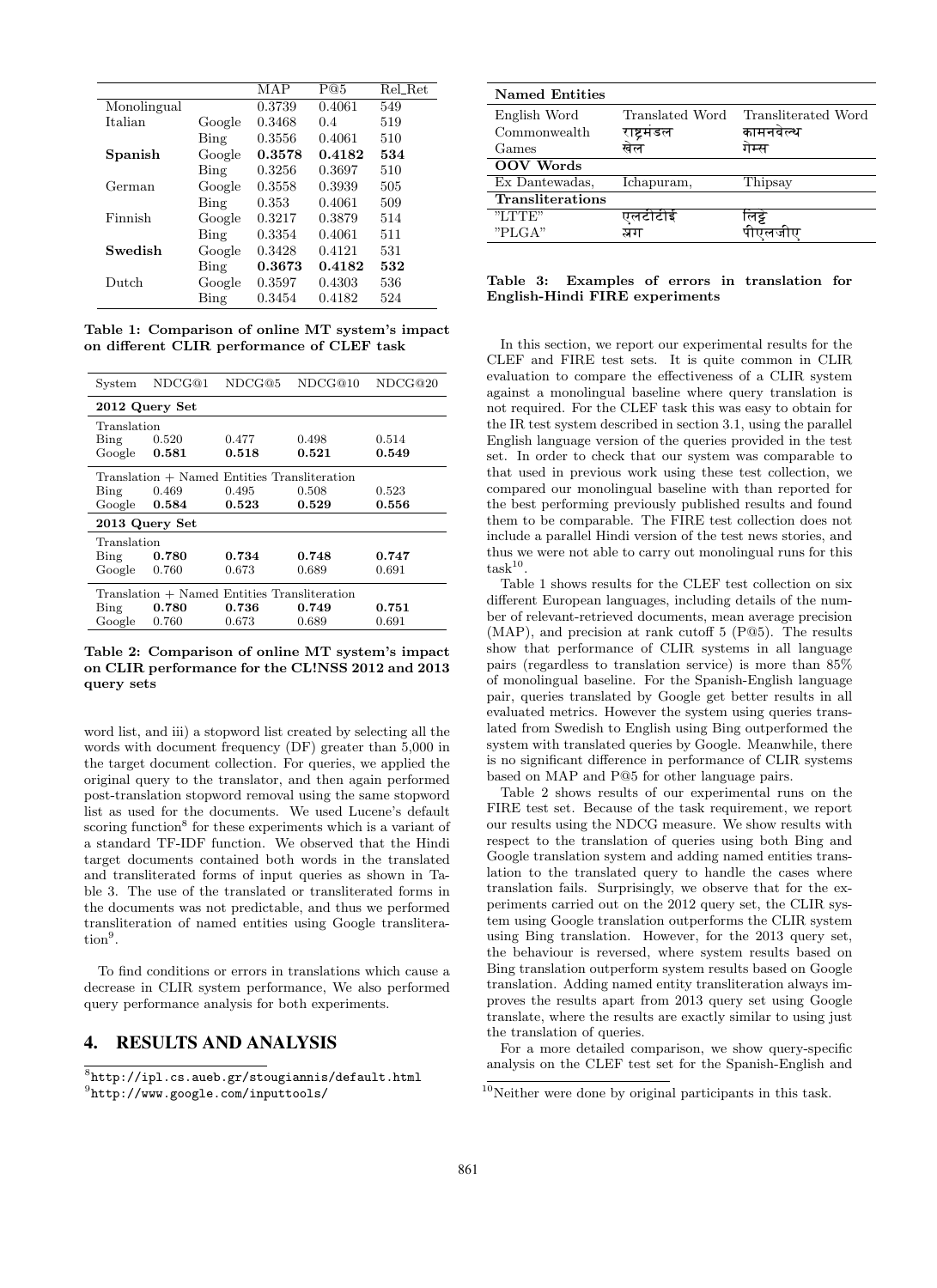| | | MAP | P@5 | Rel_Ret |
|---|---|---|---|---|
| Monolingual | | 0.3739 | 0.4061 | 549 |
| Italian | Google | 0.3468 | 0.4 | 519 |
| | Bing | 0.3556 | 0.4061 | 510 |
| **Spanish** | Google | **0.3578** | **0.4182** | **534** |
| | Bing | 0.3256 | 0.3697 | 510 |
| German | Google | 0.3558 | 0.3939 | 505 |
| | Bing | 0.353 | 0.4061 | 509 |
| Finnish | Google | 0.3217 | 0.3879 | 514 |
| | Bing | 0.3354 | 0.4061 | 511 |
| **Swedish** | Google | 0.3428 | 0.4121 | 531 |
| | Bing | **0.3673** | **0.4182** | **532** |
| Dutch | Google | 0.3597 | 0.4303 | 536 |
| | Bing | 0.3454 | 0.4182 | 524 |

**Table 1: Comparison of online MT system's impact on different CLIR performance of CLEF task**

| System | NDCG@1 | NDCG@5 | NDCG@10 | NDCG@20 |
|---|---|---|---|---|
| **2012 Query Set** | | | | |
| Translation | | | | |
| Bing | 0.520 | 0.477 | 0.498 | 0.514 |
| Google | **0.581** | **0.518** | **0.521** | **0.549** |
| Translation + Named Entities Transliteration | | | | |
| Bing | 0.469 | 0.495 | 0.508 | 0.523 |
| Google | **0.584** | **0.523** | **0.529** | **0.556** |
| **2013 Query Set** | | | | |
| Translation | | | | |
| Bing | **0.780** | **0.734** | **0.748** | **0.747** |
| Google | 0.760 | 0.673 | 0.689 | 0.691 |
| Translation + Named Entities Transliteration | | | | |
| Bing | **0.780** | **0.736** | **0.749** | **0.751** |
| Google | 0.760 | 0.673 | 0.689 | 0.691 |

**Table 2: Comparison of online MT system's impact on CLIR performance for the CL!NSS 2012 and 2013 query sets**

word list, and iii) a stopword list created by selecting all the words with document frequency (DF) greater than 5,000 in the target document collection. For queries, we applied the original query to the translator, and then again performed post-translation stopword removal using the same stopword list as used for the documents. We used Lucene's default scoring function[8] for these experiments which is a variant of a standard TF-IDF function. We observed that the Hindi target documents contained both words in the translated and transliterated forms of input queries as shown in Table 3. The use of the translated or transliterated forms in the documents was not predictable, and thus we performed transliteration of named entities using Google transliteration[9].

To find conditions or errors in translations which cause a decrease in CLIR system performance, We also performed query performance analysis for both experiments.

# 4. RESULTS AND ANALYSIS

[8] http://ipl.cs.aueb.gr/stougiannis/default.html

[9] http://www.google.com/inputtools/

| **Named Entities** | | |
|---|---|---|
| English Word | Translated Word | Transliterated Word |
| Commonwealth | राष्ट्रमंडल | कामनवेल्थ |
| Games | खेल | गेम्स |
| **OOV Words** | | |
| Ex Dantewadas, | Ichapuram, | Thipsay |
| **Transliterations** | | |
| "LTTE" | एलटीटीई | लिट्टे |
| "PLGA" | प्लग | पीएलजीए |

**Table 3: Examples of errors in translation for English-Hindi FIRE experiments**

In this section, we report our experimental results for the CLEF and FIRE test sets. It is quite common in CLIR evaluation to compare the effectiveness of a CLIR system against a monolingual baseline where query translation is not required. For the CLEF task this was easy to obtain for the IR test system described in section 3.1, using the parallel English language version of the queries provided in the test set. In order to check that our system was comparable to that used in previous work using these test collection, we compared our monolingual baseline with than reported for the best performing previously published results and found them to be comparable. The FIRE test collection does not include a parallel Hindi version of the test news stories, and thus we were not able to carry out monolingual runs for this task[10].

Table 1 shows results for the CLEF test collection on six different European languages, including details of the number of relevant-retrieved documents, mean average precision (MAP), and precision at rank cutoff 5 (P@5). The results show that performance of CLIR systems in all language pairs (regardless to translation service) is more than 85% of monolingual baseline. For the Spanish-English language pair, queries translated by Google get better results in all evaluated metrics. However the system using queries translated from Swedish to English using Bing outperformed the system with translated queries by Google. Meanwhile, there is no significant difference in performance of CLIR systems based on MAP and P@5 for other language pairs.

Table 2 shows results of our experimental runs on the FIRE test set. Because of the task requirement, we report our results using the NDCG measure. We show results with respect to the translation of queries using both Bing and Google translation system and adding named entities translation to the translated query to handle the cases where translation fails. Surprisingly, we observe that for the experiments carried out on the 2012 query set, the CLIR system using Google translation outperforms the CLIR system using Bing translation. However, for the 2013 query set, the behaviour is reversed, where system results based on Bing translation outperform system results based on Google translation. Adding named entity transliteration always improves the results apart from 2013 query set using Google translate, where the results are exactly similar to using just the translation of queries.

For a more detailed comparison, we show query-specific analysis on the CLEF test set for the Spanish-English and

[10] Neither were done by original participants in this task.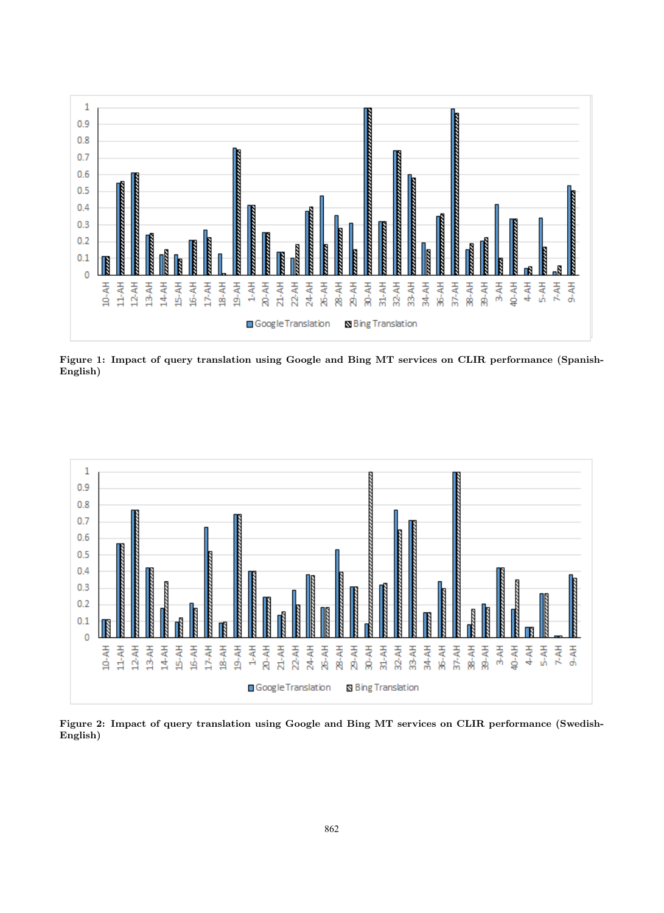Figure 1: Impact of query translation using Google and Bing MT services on CLIR performance (Spanish-English)

Figure 2: Impact of query translation using Google and Bing MT services on CLIR performance (Swedish-English)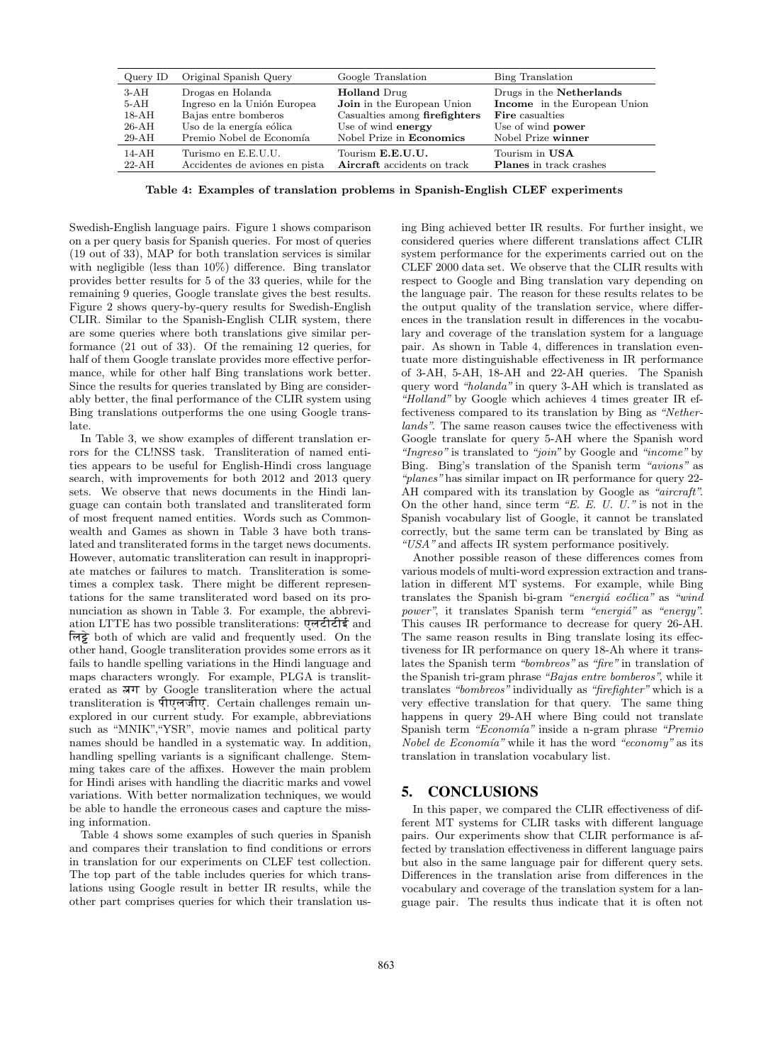| Query ID | Original Spanish Query | Google Translation | Bing Translation |
|---|---|---|---|
| 3-AH | Drogas en Holanda | **Holland** Drug | Drugs in the **Netherlands** |
| 5-AH | Ingreso en la Unión Europea | **Join** in the European Union | **Income** in the European Union |
| 18-AH | Bajas entre bomberos | Casualties among **firefighters** | **Fire** casualties |
| 26-AH | Uso de la energía eólica | Use of wind **energy** | Use of wind **power** |
| 29-AH | Premio Nobel de Economía | Nobel Prize in **Economics** | Nobel Prize **winner** |
| 14-AH | Turismo en E.E.U.U. | Tourism **E.E.U.U.** | Tourism in **USA** |
| 22-AH | Accidentes de aviones en pista | **Aircraft** accidents on track | **Planes** in track crashes |

**Table 4: Examples of translation problems in Spanish-English CLEF experiments**

Swedish-English language pairs. Figure 1 shows comparison on a per query basis for Spanish queries. For most of queries (19 out of 33), MAP for both translation services is similar with negligible (less than 10%) difference. Bing translator provides better results for 5 of the 33 queries, while for the remaining 9 queries, Google translate gives the best results. Figure 2 shows query-by-query results for Swedish-English CLIR. Similar to the Spanish-English CLIR system, there are some queries where both translations give similar performance (21 out of 33). Of the remaining 12 queries, for half of them Google translate provides more effective performance, while for other half Bing translations work better. Since the results for queries translated by Bing are considerably better, the final performance of the CLIR system using Bing translations outperforms the one using Google translate.

In Table 3, we show examples of different translation errors for the CL!NSS task. Transliteration of named entities appears to be useful for English-Hindi cross language search, with improvements for both 2012 and 2013 query sets. We observe that news documents in the Hindi language can contain both translated and transliterated form of most frequent named entities. Words such as Commonwealth and Games as shown in Table 3 have both translated and transliterated forms in the target news documents. However, automatic transliteration can result in inappropriate matches or failures to match. Transliteration is sometimes a complex task. There might be different representations for the same transliterated word based on its pronunciation as shown in Table 3. For example, the abbreviation LTTE has two possible transliterations: एलटीटीई and लिट्टे both of which are valid and frequently used. On the other hand, Google transliteration provides some errors as it fails to handle spelling variations in the Hindi language and maps characters wrongly. For example, PLGA is transliterated as प्लग by Google transliteration where the actual transliteration is पीएलजीए. Certain challenges remain unexplored in our current study. For example, abbreviations such as "MNIK","YSR", movie names and political party names should be handled in a systematic way. In addition, handling spelling variants is a significant challenge. Stemming takes care of the affixes. However the main problem for Hindi arises with handling the diacritic marks and vowel variations. With better normalization techniques, we would be able to handle the erroneous cases and capture the missing information.

Table 4 shows some examples of such queries in Spanish and compares their translation to find conditions or errors in translation for our experiments on CLEF test collection. The top part of the table includes queries for which translations using Google result in better IR results, while the other part comprises queries for which their translation using Bing achieved better IR results. For further insight, we considered queries where different translations affect CLIR system performance for the experiments carried out on the CLEF 2000 data set. We observe that the CLIR results with respect to Google and Bing translation vary depending on the language pair. The reason for these results relates to be the output quality of the translation service, where differences in the translation result in differences in the vocabulary and coverage of the translation system for a language pair. As shown in Table 4, differences in translation eventuate more distinguishable effectiveness in IR performance of 3-AH, 5-AH, 18-AH and 22-AH queries. The Spanish query word *"holanda"* in query 3-AH which is translated as *"Holland"* by Google which achieves 4 times greater IR effectiveness compared to its translation by Bing as *"Netherlands"*. The same reason causes twice the effectiveness with Google translate for query 5-AH where the Spanish word *"Ingreso"* is translated to *"join"* by Google and *"income"* by Bing. Bing's translation of the Spanish term *"avions"* as *"planes"* has similar impact on IR performance for query 22-AH compared with its translation by Google as *"aircraft"*. On the other hand, since term *"E. E. U. U."* is not in the Spanish vocabulary list of Google, it cannot be translated correctly, but the same term can be translated by Bing as *"USA"* and affects IR system performance positively.

Another possible reason of these differences comes from various models of multi-word expression extraction and translation in different MT systems. For example, while Bing translates the Spanish bi-gram *"energiá eoćlica"* as *"wind power"*, it translates Spanish term *"energiá"* as *"energy"*. This causes IR performance to decrease for query 26-AH. The same reason results in Bing translate losing its effectiveness for IR performance on query 18-Ah where it translates the Spanish term *"bombreos"* as *"fire"* in translation of the Spanish tri-gram phrase *"Bajas entre bomberos"*, while it translates *"bombreos"* individually as *"firefighter"* which is a very effective translation for that query. The same thing happens in query 29-AH where Bing could not translate Spanish term *"Economía"* inside a n-gram phrase *"Premio Nobel de Economía"* while it has the word *"economy"* as its translation in translation vocabulary list.

## 5. CONCLUSIONS

In this paper, we compared the CLIR effectiveness of different MT systems for CLIR tasks with different language pairs. Our experiments show that CLIR performance is affected by translation effectiveness in different language pairs but also in the same language pair for different query sets. Differences in the translation arise from differences in the vocabulary and coverage of the translation system for a language pair. The results thus indicate that it is often not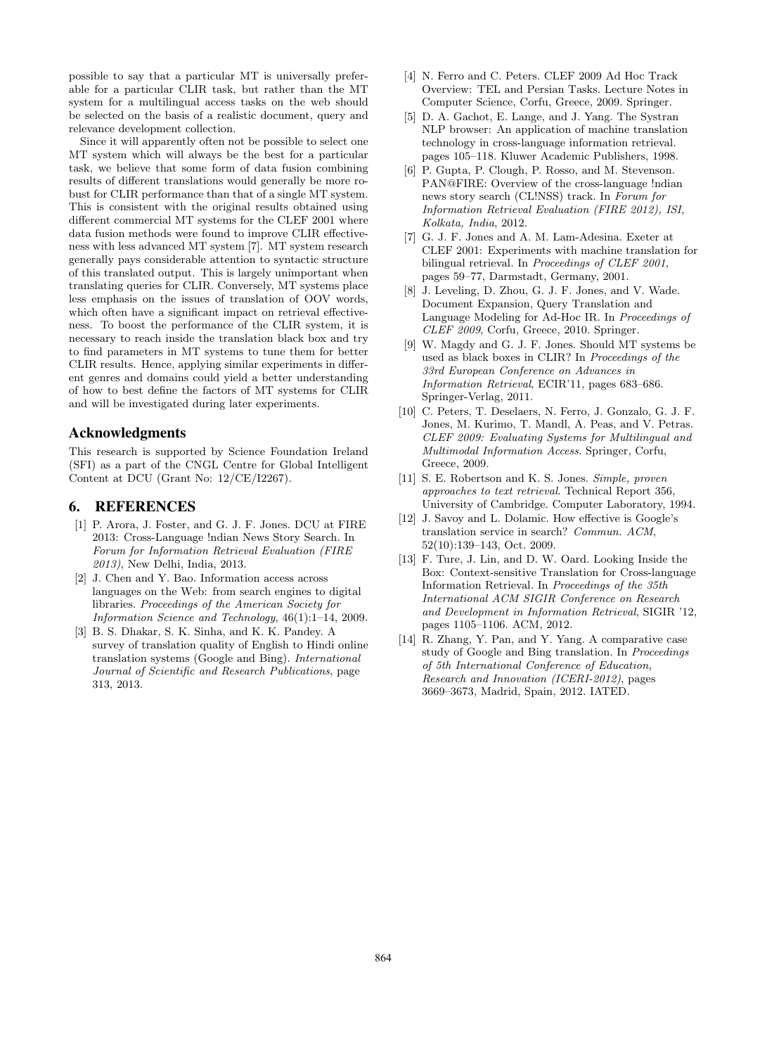possible to say that a particular MT is universally preferable for a particular CLIR task, but rather than the MT system for a multilingual access tasks on the web should be selected on the basis of a realistic document, query and relevance development collection.

Since it will apparently often not be possible to select one MT system which will always be the best for a particular task, we believe that some form of data fusion combining results of different translations would generally be more robust for CLIR performance than that of a single MT system. This is consistent with the original results obtained using different commercial MT systems for the CLEF 2001 where data fusion methods were found to improve CLIR effectiveness with less advanced MT system [7]. MT system research generally pays considerable attention to syntactic structure of this translated output. This is largely unimportant when translating queries for CLIR. Conversely, MT systems place less emphasis on the issues of translation of OOV words, which often have a significant impact on retrieval effectiveness. To boost the performance of the CLIR system, it is necessary to reach inside the translation black box and try to find parameters in MT systems to tune them for better CLIR results. Hence, applying similar experiments in different genres and domains could yield a better understanding of how to best define the factors of MT systems for CLIR and will be investigated during later experiments.

## Acknowledgments

This research is supported by Science Foundation Ireland (SFI) as a part of the CNGL Centre for Global Intelligent Content at DCU (Grant No: 12/CE/I2267).

## 6. REFERENCES

[1] P. Arora, J. Foster, and G. J. F. Jones. DCU at FIRE 2013: Cross-Language !ndian News Story Search. In *Forum for Information Retrieval Evaluation (FIRE 2013)*, New Delhi, India, 2013.

[2] J. Chen and Y. Bao. Information access across languages on the Web: from search engines to digital libraries. *Proceedings of the American Society for Information Science and Technology*, 46(1):1–14, 2009.

[3] B. S. Dhakar, S. K. Sinha, and K. K. Pandey. A survey of translation quality of English to Hindi online translation systems (Google and Bing). *International Journal of Scientific and Research Publications*, page 313, 2013.

[4] N. Ferro and C. Peters. CLEF 2009 Ad Hoc Track Overview: TEL and Persian Tasks. Lecture Notes in Computer Science, Corfu, Greece, 2009. Springer.

[5] D. A. Gachot, E. Lange, and J. Yang. The Systran NLP browser: An application of machine translation technology in cross-language information retrieval. pages 105–118. Kluwer Academic Publishers, 1998.

[6] P. Gupta, P. Clough, P. Rosso, and M. Stevenson. PAN@FIRE: Overview of the cross-language !ndian news story search (CL!NSS) track. In *Forum for Information Retrieval Evaluation (FIRE 2012), ISI, Kolkata, India*, 2012.

[7] G. J. F. Jones and A. M. Lam-Adesina. Exeter at CLEF 2001: Experiments with machine translation for bilingual retrieval. In *Proceedings of CLEF 2001*, pages 59–77, Darmstadt, Germany, 2001.

[8] J. Leveling, D. Zhou, G. J. F. Jones, and V. Wade. Document Expansion, Query Translation and Language Modeling for Ad-Hoc IR. In *Proceedings of CLEF 2009*, Corfu, Greece, 2010. Springer.

[9] W. Magdy and G. J. F. Jones. Should MT systems be used as black boxes in CLIR? In *Proceedings of the 33rd European Conference on Advances in Information Retrieval*, ECIR'11, pages 683–686. Springer-Verlag, 2011.

[10] C. Peters, T. Deselaers, N. Ferro, J. Gonzalo, G. J. F. Jones, M. Kurimo, T. Mandl, A. Peas, and V. Petras. *CLEF 2009: Evaluating Systems for Multilingual and Multimodal Information Access*. Springer, Corfu, Greece, 2009.

[11] S. E. Robertson and K. S. Jones. *Simple, proven approaches to text retrieval*. Technical Report 356, University of Cambridge. Computer Laboratory, 1994.

[12] J. Savoy and L. Dolamic. How effective is Google's translation service in search? *Commun. ACM*, 52(10):139–143, Oct. 2009.

[13] F. Ture, J. Lin, and D. W. Oard. Looking Inside the Box: Context-sensitive Translation for Cross-language Information Retrieval. In *Proceedings of the 35th International ACM SIGIR Conference on Research and Development in Information Retrieval*, SIGIR '12, pages 1105–1106. ACM, 2012.

[14] R. Zhang, Y. Pan, and Y. Yang. A comparative case study of Google and Bing translation. In *Proceedings of 5th International Conference of Education, Research and Innovation (ICERI-2012)*, pages 3669–3673, Madrid, Spain, 2012. IATED.